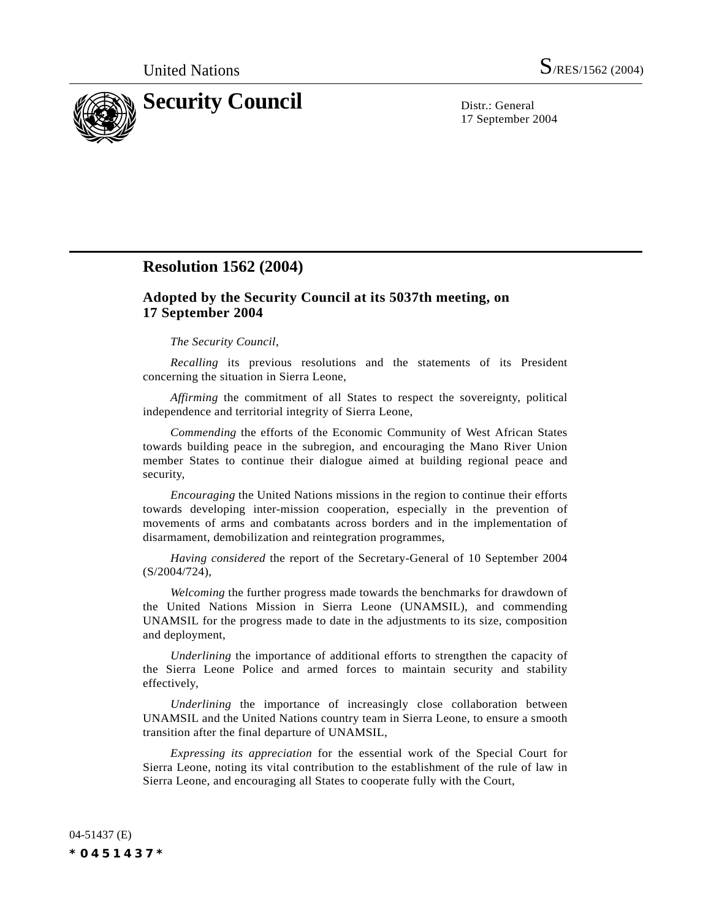United Nations S/RES/1562 (2004)

# Security Council

Distr.: General
17 September 2004

## Resolution 1562 (2004)

### Adopted by the Security Council at its 5037th meeting, on 17 September 2004

*The Security Council*,

*Recalling* its previous resolutions and the statements of its President concerning the situation in Sierra Leone,

*Affirming* the commitment of all States to respect the sovereignty, political independence and territorial integrity of Sierra Leone,

*Commending* the efforts of the Economic Community of West African States towards building peace in the subregion, and encouraging the Mano River Union member States to continue their dialogue aimed at building regional peace and security,

*Encouraging* the United Nations missions in the region to continue their efforts towards developing inter-mission cooperation, especially in the prevention of movements of arms and combatants across borders and in the implementation of disarmament, demobilization and reintegration programmes,

*Having considered* the report of the Secretary-General of 10 September 2004 (S/2004/724),

*Welcoming* the further progress made towards the benchmarks for drawdown of the United Nations Mission in Sierra Leone (UNAMSIL), and commending UNAMSIL for the progress made to date in the adjustments to its size, composition and deployment,

*Underlining* the importance of additional efforts to strengthen the capacity of the Sierra Leone Police and armed forces to maintain security and stability effectively,

*Underlining* the importance of increasingly close collaboration between UNAMSIL and the United Nations country team in Sierra Leone, to ensure a smooth transition after the final departure of UNAMSIL,

*Expressing its appreciation* for the essential work of the Special Court for Sierra Leone, noting its vital contribution to the establishment of the rule of law in Sierra Leone, and encouraging all States to cooperate fully with the Court,

04-51437 (E)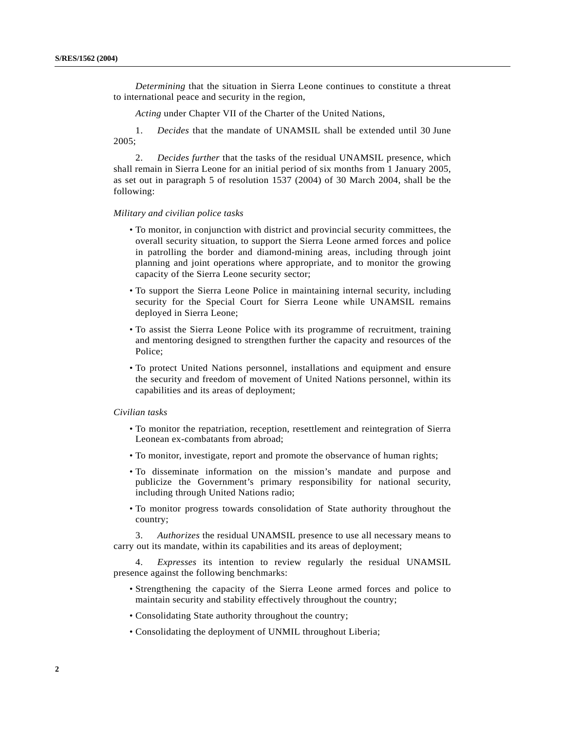*Determining* that the situation in Sierra Leone continues to constitute a threat to international peace and security in the region,

*Acting* under Chapter VII of the Charter of the United Nations,

1. *Decides* that the mandate of UNAMSIL shall be extended until 30 June 2005;

2. *Decides further* that the tasks of the residual UNAMSIL presence, which shall remain in Sierra Leone for an initial period of six months from 1 January 2005, as set out in paragraph 5 of resolution 1537 (2004) of 30 March 2004, shall be the following:

*Military and civilian police tasks*

- To monitor, in conjunction with district and provincial security committees, the overall security situation, to support the Sierra Leone armed forces and police in patrolling the border and diamond-mining areas, including through joint planning and joint operations where appropriate, and to monitor the growing capacity of the Sierra Leone security sector;
- To support the Sierra Leone Police in maintaining internal security, including security for the Special Court for Sierra Leone while UNAMSIL remains deployed in Sierra Leone;
- To assist the Sierra Leone Police with its programme of recruitment, training and mentoring designed to strengthen further the capacity and resources of the Police;
- To protect United Nations personnel, installations and equipment and ensure the security and freedom of movement of United Nations personnel, within its capabilities and its areas of deployment;

*Civilian tasks*

- To monitor the repatriation, reception, resettlement and reintegration of Sierra Leonean ex-combatants from abroad;
- To monitor, investigate, report and promote the observance of human rights;
- To disseminate information on the mission's mandate and purpose and publicize the Government's primary responsibility for national security, including through United Nations radio;
- To monitor progress towards consolidation of State authority throughout the country;

3. *Authorizes* the residual UNAMSIL presence to use all necessary means to carry out its mandate, within its capabilities and its areas of deployment;

4. *Expresses* its intention to review regularly the residual UNAMSIL presence against the following benchmarks:

- Strengthening the capacity of the Sierra Leone armed forces and police to maintain security and stability effectively throughout the country;
- Consolidating State authority throughout the country;
- Consolidating the deployment of UNMIL throughout Liberia;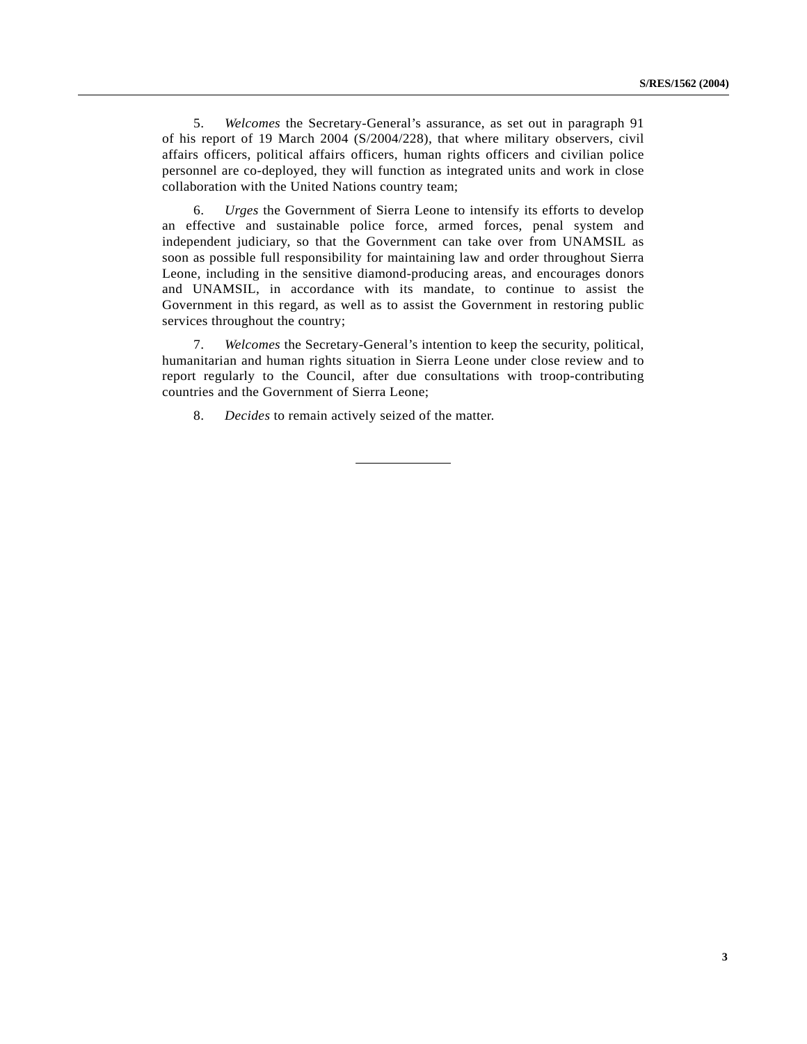5. *Welcomes* the Secretary-General's assurance, as set out in paragraph 91 of his report of 19 March 2004 (S/2004/228), that where military observers, civil affairs officers, political affairs officers, human rights officers and civilian police personnel are co-deployed, they will function as integrated units and work in close collaboration with the United Nations country team;

6. *Urges* the Government of Sierra Leone to intensify its efforts to develop an effective and sustainable police force, armed forces, penal system and independent judiciary, so that the Government can take over from UNAMSIL as soon as possible full responsibility for maintaining law and order throughout Sierra Leone, including in the sensitive diamond-producing areas, and encourages donors and UNAMSIL, in accordance with its mandate, to continue to assist the Government in this regard, as well as to assist the Government in restoring public services throughout the country;

7. *Welcomes* the Secretary-General's intention to keep the security, political, humanitarian and human rights situation in Sierra Leone under close review and to report regularly to the Council, after due consultations with troop-contributing countries and the Government of Sierra Leone;

8. *Decides* to remain actively seized of the matter.